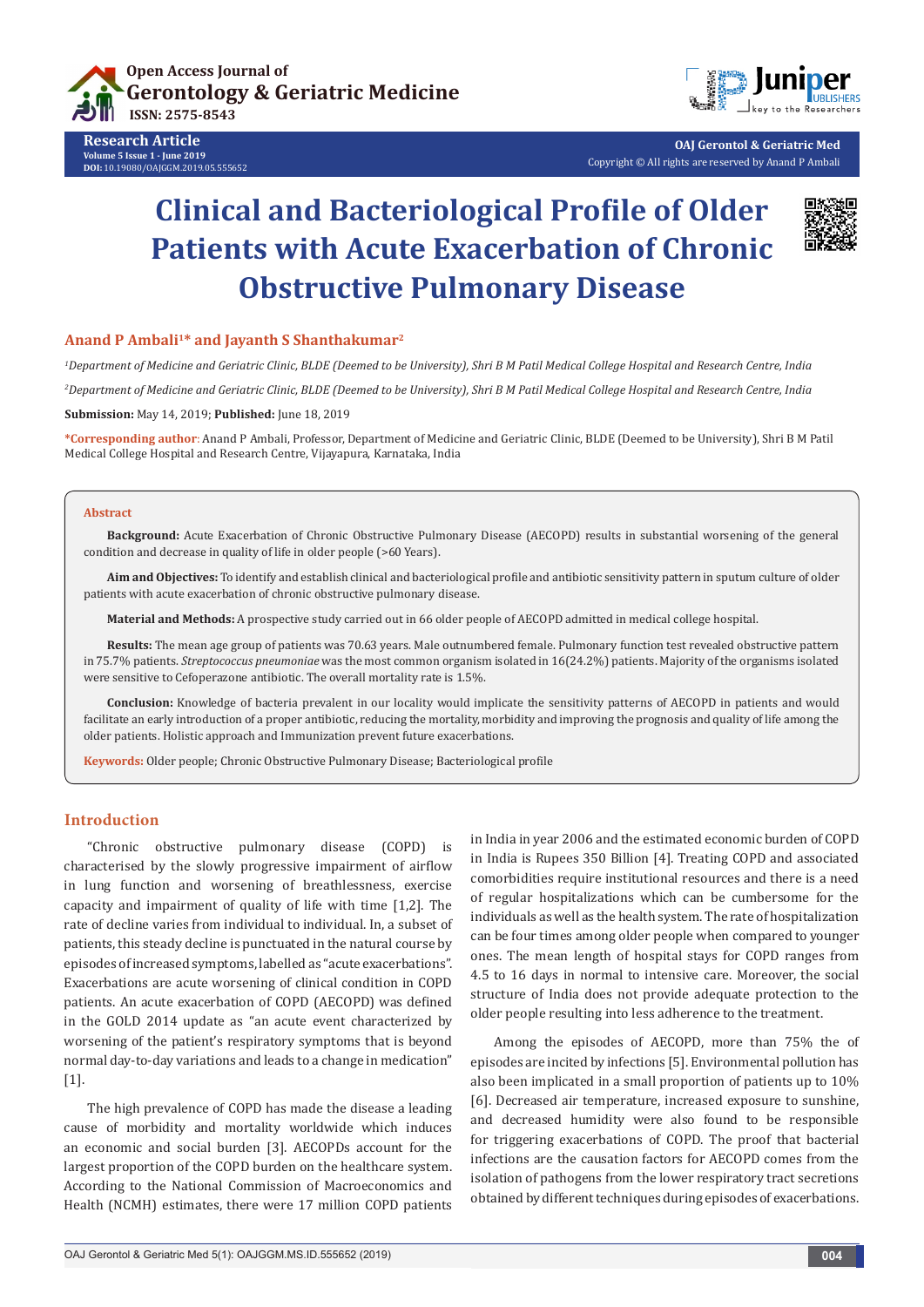# Clinical and Bacteriological Profile of Older Patients with Acute Exacerbation of Chronic Obstructive Pulmonary Disease

**Anand P Ambali[1]* and Jayanth S Shanthakumar[2]**

*[1]Department of Medicine and Geriatric Clinic, BLDE (Deemed to be University), Shri B M Patil Medical College Hospital and Research Centre, India*

*[2]Department of Medicine and Geriatric Clinic, BLDE (Deemed to be University), Shri B M Patil Medical College Hospital and Research Centre, India*

**Submission:** May 14, 2019; **Published:** June 18, 2019

***Corresponding author**: Anand P Ambali, Professor, Department of Medicine and Geriatric Clinic, BLDE (Deemed to be University), Shri B M Patil Medical College Hospital and Research Centre, Vijayapura, Karnataka, India

## Abstract

**Background:** Acute Exacerbation of Chronic Obstructive Pulmonary Disease (AECOPD) results in substantial worsening of the general condition and decrease in quality of life in older people (>60 Years).

**Aim and Objectives:** To identify and establish clinical and bacteriological profile and antibiotic sensitivity pattern in sputum culture of older patients with acute exacerbation of chronic obstructive pulmonary disease.

**Material and Methods:** A prospective study carried out in 66 older people of AECOPD admitted in medical college hospital.

**Results:** The mean age group of patients was 70.63 years. Male outnumbered female. Pulmonary function test revealed obstructive pattern in 75.7% patients. *Streptococcus pneumoniae* was the most common organism isolated in 16(24.2%) patients. Majority of the organisms isolated were sensitive to Cefoperazone antibiotic. The overall mortality rate is 1.5%.

**Conclusion:** Knowledge of bacteria prevalent in our locality would implicate the sensitivity patterns of AECOPD in patients and would facilitate an early introduction of a proper antibiotic, reducing the mortality, morbidity and improving the prognosis and quality of life among the older patients. Holistic approach and Immunization prevent future exacerbations.

**Keywords:** Older people; Chronic Obstructive Pulmonary Disease; Bacteriological profile

## Introduction

"Chronic obstructive pulmonary disease (COPD) is characterised by the slowly progressive impairment of airflow in lung function and worsening of breathlessness, exercise capacity and impairment of quality of life with time [1,2]. The rate of decline varies from individual to individual. In, a subset of patients, this steady decline is punctuated in the natural course by episodes of increased symptoms, labelled as "acute exacerbations". Exacerbations are acute worsening of clinical condition in COPD patients. An acute exacerbation of COPD (AECOPD) was defined in the GOLD 2014 update as "an acute event characterized by worsening of the patient's respiratory symptoms that is beyond normal day-to-day variations and leads to a change in medication" [1].

The high prevalence of COPD has made the disease a leading cause of morbidity and mortality worldwide which induces an economic and social burden [3]. AECOPDs account for the largest proportion of the COPD burden on the healthcare system. According to the National Commission of Macroeconomics and Health (NCMH) estimates, there were 17 million COPD patients in India in year 2006 and the estimated economic burden of COPD in India is Rupees 350 Billion [4]. Treating COPD and associated comorbidities require institutional resources and there is a need of regular hospitalizations which can be cumbersome for the individuals as well as the health system. The rate of hospitalization can be four times among older people when compared to younger ones. The mean length of hospital stays for COPD ranges from 4.5 to 16 days in normal to intensive care. Moreover, the social structure of India does not provide adequate protection to the older people resulting into less adherence to the treatment.

Among the episodes of AECOPD, more than 75% the of episodes are incited by infections [5]. Environmental pollution has also been implicated in a small proportion of patients up to 10% [6]. Decreased air temperature, increased exposure to sunshine, and decreased humidity were also found to be responsible for triggering exacerbations of COPD. The proof that bacterial infections are the causation factors for AECOPD comes from the isolation of pathogens from the lower respiratory tract secretions obtained by different techniques during episodes of exacerbations.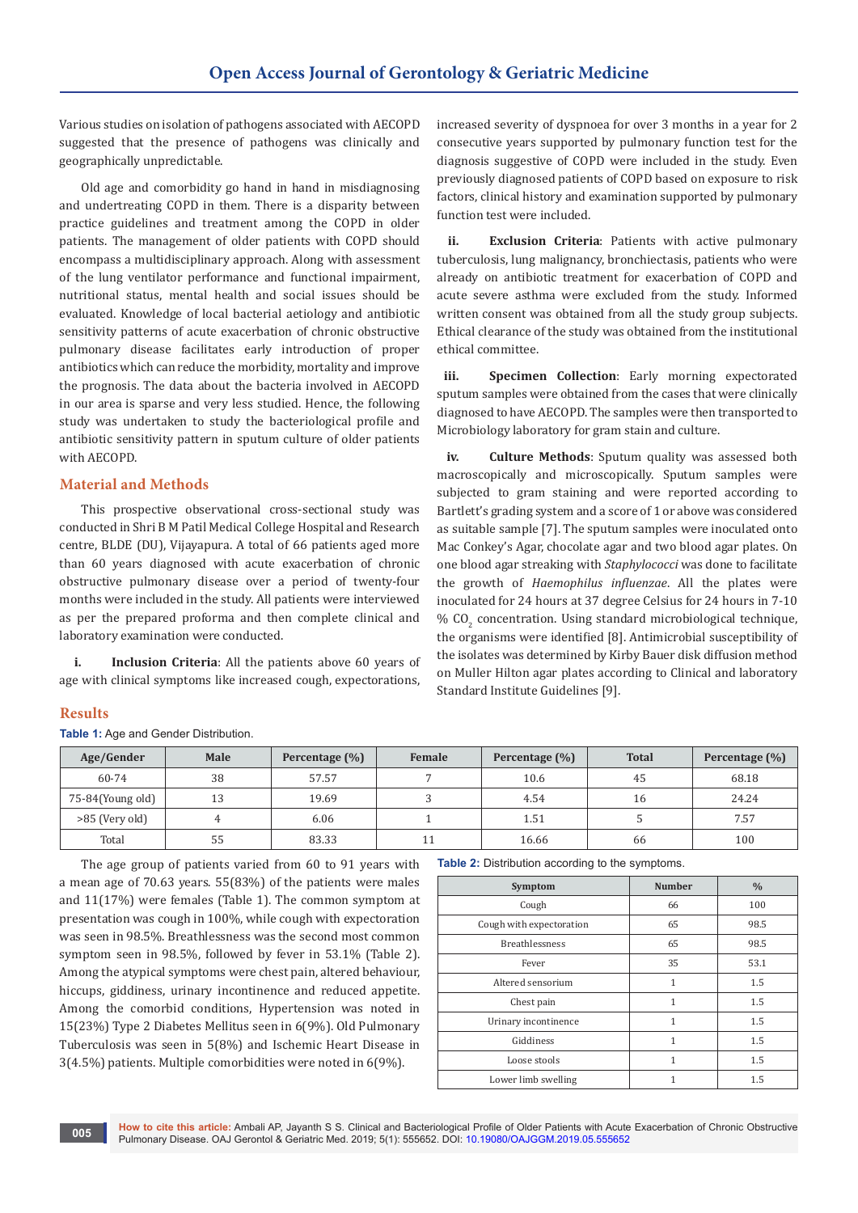Various studies on isolation of pathogens associated with AECOPD suggested that the presence of pathogens was clinically and geographically unpredictable.

Old age and comorbidity go hand in hand in misdiagnosing and undertreating COPD in them. There is a disparity between practice guidelines and treatment among the COPD in older patients. The management of older patients with COPD should encompass a multidisciplinary approach. Along with assessment of the lung ventilator performance and functional impairment, nutritional status, mental health and social issues should be evaluated. Knowledge of local bacterial aetiology and antibiotic sensitivity patterns of acute exacerbation of chronic obstructive pulmonary disease facilitates early introduction of proper antibiotics which can reduce the morbidity, mortality and improve the prognosis. The data about the bacteria involved in AECOPD in our area is sparse and very less studied. Hence, the following study was undertaken to study the bacteriological profile and antibiotic sensitivity pattern in sputum culture of older patients with AECOPD.

## Material and Methods

This prospective observational cross-sectional study was conducted in Shri B M Patil Medical College Hospital and Research centre, BLDE (DU), Vijayapura. A total of 66 patients aged more than 60 years diagnosed with acute exacerbation of chronic obstructive pulmonary disease over a period of twenty-four months were included in the study. All patients were interviewed as per the prepared proforma and then complete clinical and laboratory examination were conducted.

i. **Inclusion Criteria**: All the patients above 60 years of age with clinical symptoms like increased cough, expectorations, increased severity of dyspnoea for over 3 months in a year for 2 consecutive years supported by pulmonary function test for the diagnosis suggestive of COPD were included in the study. Even previously diagnosed patients of COPD based on exposure to risk factors, clinical history and examination supported by pulmonary function test were included.

ii. **Exclusion Criteria**: Patients with active pulmonary tuberculosis, lung malignancy, bronchiectasis, patients who were already on antibiotic treatment for exacerbation of COPD and acute severe asthma were excluded from the study. Informed written consent was obtained from all the study group subjects. Ethical clearance of the study was obtained from the institutional ethical committee.

iii. **Specimen Collection**: Early morning expectorated sputum samples were obtained from the cases that were clinically diagnosed to have AECOPD. The samples were then transported to Microbiology laboratory for gram stain and culture.

iv. **Culture Methods**: Sputum quality was assessed both macroscopically and microscopically. Sputum samples were subjected to gram staining and were reported according to Bartlett's grading system and a score of 1 or above was considered as suitable sample [7]. The sputum samples were inoculated onto Mac Conkey's Agar, chocolate agar and two blood agar plates. On one blood agar streaking with *Staphylococci* was done to facilitate the growth of *Haemophilus influenzae*. All the plates were inoculated for 24 hours at 37 degree Celsius for 24 hours in 7-10 % $CO_2$ concentration. Using standard microbiological technique, the organisms were identified [8]. Antimicrobial susceptibility of the isolates was determined by Kirby Bauer disk diffusion method on Muller Hilton agar plates according to Clinical and laboratory Standard Institute Guidelines [9].

## Results

**Table 1:** Age and Gender Distribution.

| Age/Gender | Male | Percentage (%) | Female | Percentage (%) | Total | Percentage (%) |
|---|---|---|---|---|---|---|
| 60-74 | 38 | 57.57 | 7 | 10.6 | 45 | 68.18 |
| 75-84(Young old) | 13 | 19.69 | 3 | 4.54 | 16 | 24.24 |
| >85 (Very old) | 4 | 6.06 | 1 | 1.51 | 5 | 7.57 |
| Total | 55 | 83.33 | 11 | 16.66 | 66 | 100 |

The age group of patients varied from 60 to 91 years with a mean age of 70.63 years. 55(83%) of the patients were males and 11(17%) were females (Table 1). The common symptom at presentation was cough in 100%, while cough with expectoration was seen in 98.5%. Breathlessness was the second most common symptom seen in 98.5%, followed by fever in 53.1% (Table 2). Among the atypical symptoms were chest pain, altered behaviour, hiccups, giddiness, urinary incontinence and reduced appetite. Among the comorbid conditions, Hypertension was noted in 15(23%) Type 2 Diabetes Mellitus seen in 6(9%). Old Pulmonary Tuberculosis was seen in 5(8%) and Ischemic Heart Disease in 3(4.5%) patients. Multiple comorbidities were noted in 6(9%).

**Table 2:** Distribution according to the symptoms.

| Symptom | Number | % |
|---|---|---|
| Cough | 66 | 100 |
| Cough with expectoration | 65 | 98.5 |
| Breathlessness | 65 | 98.5 |
| Fever | 35 | 53.1 |
| Altered sensorium | 1 | 1.5 |
| Chest pain | 1 | 1.5 |
| Urinary incontinence | 1 | 1.5 |
| Giddiness | 1 | 1.5 |
| Loose stools | 1 | 1.5 |
| Lower limb swelling | 1 | 1.5 |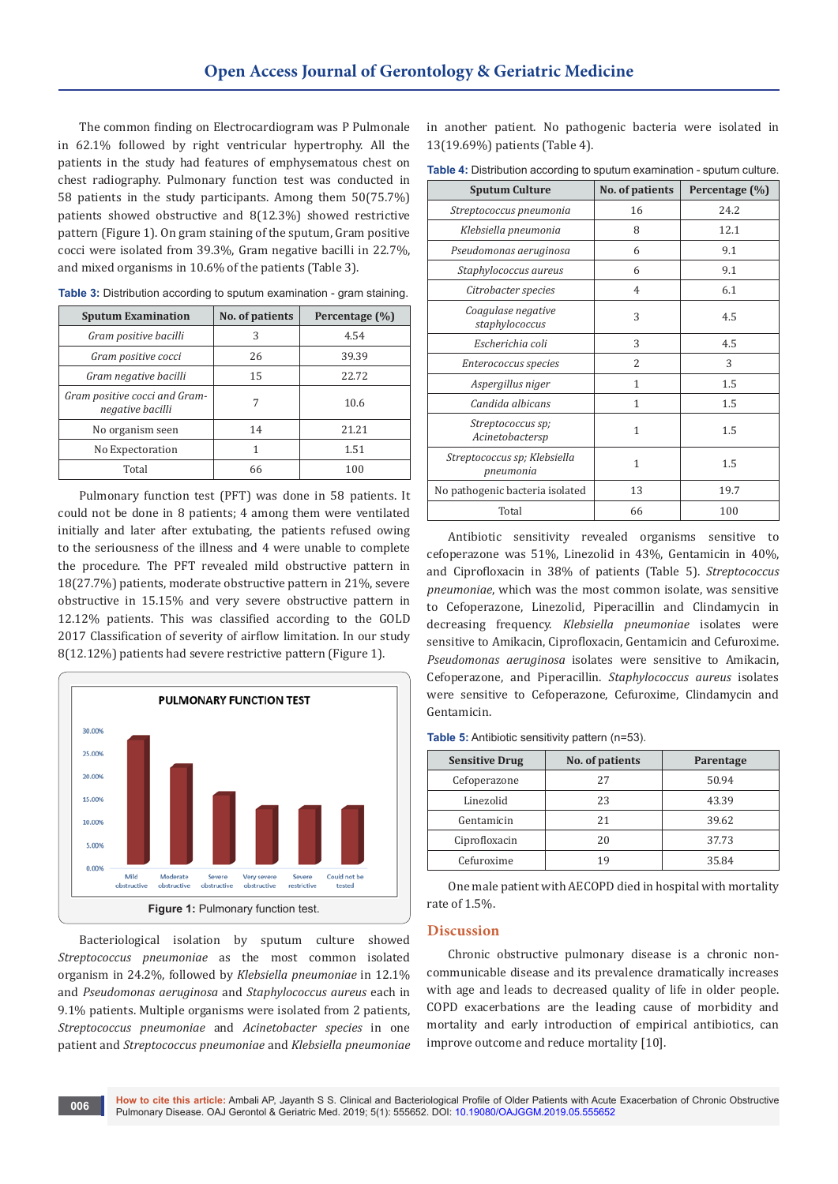The common finding on Electrocardiogram was P Pulmonale in 62.1% followed by right ventricular hypertrophy. All the patients in the study had features of emphysematous chest on chest radiography. Pulmonary function test was conducted in 58 patients in the study participants. Among them 50(75.7%) patients showed obstructive and 8(12.3%) showed restrictive pattern (Figure 1). On gram staining of the sputum, Gram positive cocci were isolated from 39.3%, Gram negative bacilli in 22.7%, and mixed organisms in 10.6% of the patients (Table 3).

**Table 3:** Distribution according to sputum examination - gram staining.

| Sputum Examination | No. of patients | Percentage (%) |
|---|---|---|
| *Gram positive bacilli* | 3 | 4.54 |
| *Gram positive cocci* | 26 | 39.39 |
| *Gram negative bacilli* | 15 | 22.72 |
| *Gram positive cocci and Gram-negative bacilli* | 7 | 10.6 |
| No organism seen | 14 | 21.21 |
| No Expectoration | 1 | 1.51 |
| Total | 66 | 100 |

Pulmonary function test (PFT) was done in 58 patients. It could not be done in 8 patients; 4 among them were ventilated initially and later after extubating, the patients refused owing to the seriousness of the illness and 4 were unable to complete the procedure. The PFT revealed mild obstructive pattern in 18(27.7%) patients, moderate obstructive pattern in 21%, severe obstructive in 15.15% and very severe obstructive pattern in 12.12% patients. This was classified according to the GOLD 2017 Classification of severity of airflow limitation. In our study 8(12.12%) patients had severe restrictive pattern (Figure 1).

**Figure 1:** Pulmonary function test.

Bacteriological isolation by sputum culture showed *Streptococcus pneumoniae* as the most common isolated organism in 24.2%, followed by *Klebsiella pneumoniae* in 12.1% and *Pseudomonas aeruginosa* and *Staphylococcus aureus* each in 9.1% patients. Multiple organisms were isolated from 2 patients, *Streptococcus pneumoniae* and *Acinetobacter species* in one patient and *Streptococcus pneumoniae* and *Klebsiella pneumoniae* in another patient. No pathogenic bacteria were isolated in 13(19.69%) patients (Table 4).

**Table 4:** Distribution according to sputum examination - sputum culture.

| Sputum Culture | No. of patients | Percentage (%) |
|---|---|---|
| *Streptococcus pneumonia* | 16 | 24.2 |
| *Klebsiella pneumonia* | 8 | 12.1 |
| *Pseudomonas aeruginosa* | 6 | 9.1 |
| *Staphylococcus aureus* | 6 | 9.1 |
| *Citrobacter species* | 4 | 6.1 |
| *Coagulase negative staphylococcus* | 3 | 4.5 |
| *Escherichia coli* | 3 | 4.5 |
| *Enterococcus species* | 2 | 3 |
| *Aspergillus niger* | 1 | 1.5 |
| *Candida albicans* | 1 | 1.5 |
| *Streptococcus sp; Acinetobactersp* | 1 | 1.5 |
| *Streptococcus sp; Klebsiella pneumonia* | 1 | 1.5 |
| No pathogenic bacteria isolated | 13 | 19.7 |
| Total | 66 | 100 |

Antibiotic sensitivity revealed organisms sensitive to cefoperazone was 51%, Linezolid in 43%, Gentamicin in 40%, and Ciprofloxacin in 38% of patients (Table 5). *Streptococcus pneumoniae*, which was the most common isolate, was sensitive to Cefoperazone, Linezolid, Piperacillin and Clindamycin in decreasing frequency. *Klebsiella pneumoniae* isolates were sensitive to Amikacin, Ciprofloxacin, Gentamicin and Cefuroxime. *Pseudomonas aeruginosa* isolates were sensitive to Amikacin, Cefoperazone, and Piperacillin. *Staphylococcus aureus* isolates were sensitive to Cefoperazone, Cefuroxime, Clindamycin and Gentamicin.

**Table 5:** Antibiotic sensitivity pattern (n=53).

| Sensitive Drug | No. of patients | Parentage |
|---|---|---|
| Cefoperazone | 27 | 50.94 |
| Linezolid | 23 | 43.39 |
| Gentamicin | 21 | 39.62 |
| Ciprofloxacin | 20 | 37.73 |
| Cefuroxime | 19 | 35.84 |

One male patient with AECOPD died in hospital with mortality rate of 1.5%.

## Discussion

Chronic obstructive pulmonary disease is a chronic non-communicable disease and its prevalence dramatically increases with age and leads to decreased quality of life in older people. COPD exacerbations are the leading cause of morbidity and mortality and early introduction of empirical antibiotics, can improve outcome and reduce mortality [10].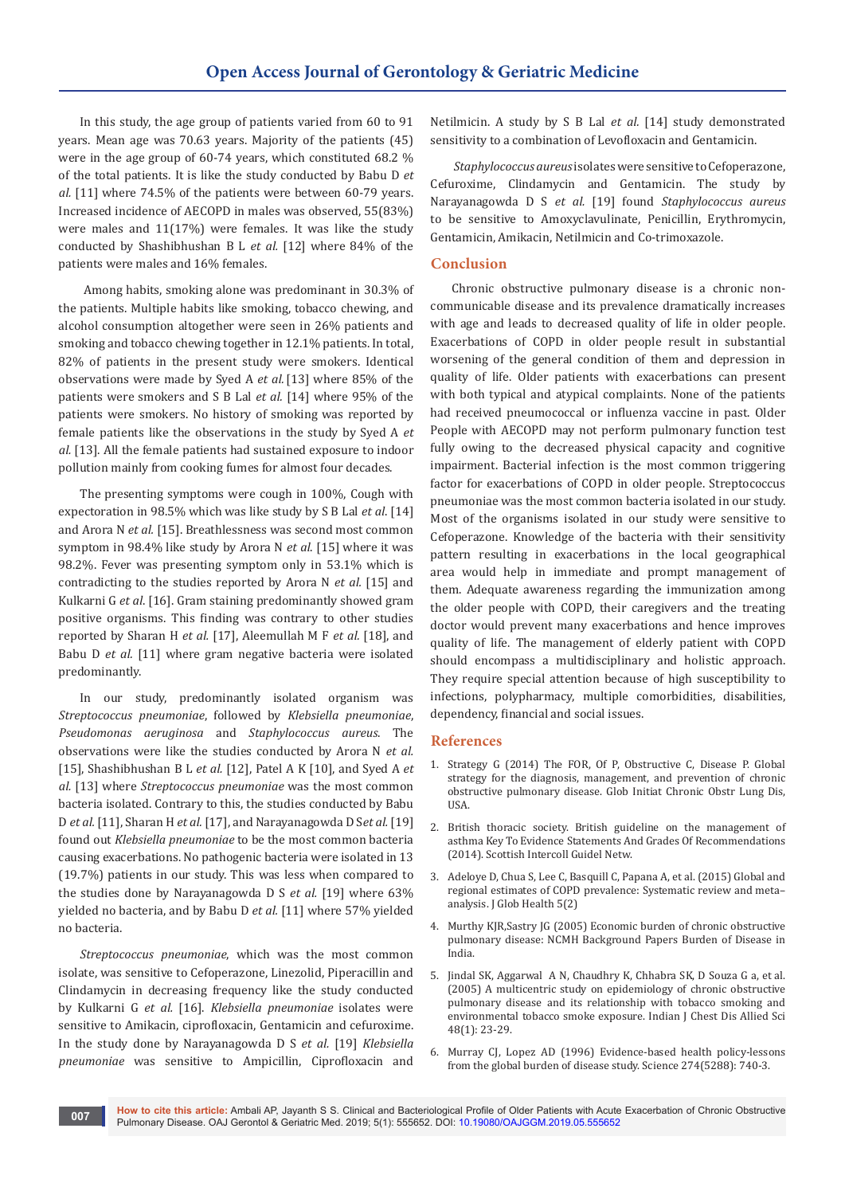In this study, the age group of patients varied from 60 to 91 years. Mean age was 70.63 years. Majority of the patients (45) were in the age group of 60-74 years, which constituted 68.2 % of the total patients. It is like the study conducted by Babu D *et al.* [11] where 74.5% of the patients were between 60-79 years. Increased incidence of AECOPD in males was observed, 55(83%) were males and 11(17%) were females. It was like the study conducted by Shashibhushan B L *et al.* [12] where 84% of the patients were males and 16% females.

Among habits, smoking alone was predominant in 30.3% of the patients. Multiple habits like smoking, tobacco chewing, and alcohol consumption altogether were seen in 26% patients and smoking and tobacco chewing together in 12.1% patients. In total, 82% of patients in the present study were smokers. Identical observations were made by Syed A *et al.* [13] where 85% of the patients were smokers and S B Lal *et al.* [14] where 95% of the patients were smokers. No history of smoking was reported by female patients like the observations in the study by Syed A *et al.* [13]. All the female patients had sustained exposure to indoor pollution mainly from cooking fumes for almost four decades.

The presenting symptoms were cough in 100%, Cough with expectoration in 98.5% which was like study by S B Lal *et al.* [14] and Arora N *et al.* [15]. Breathlessness was second most common symptom in 98.4% like study by Arora N *et al.* [15] where it was 98.2%. Fever was presenting symptom only in 53.1% which is contradicting to the studies reported by Arora N *et al.* [15] and Kulkarni G *et al*. [16]. Gram staining predominantly showed gram positive organisms. This finding was contrary to other studies reported by Sharan H *et al.* [17], Aleemullah M F *et al.* [18], and Babu D *et al.* [11] where gram negative bacteria were isolated predominantly.

In our study, predominantly isolated organism was *Streptococcus pneumoniae*, followed by *Klebsiella pneumoniae*, *Pseudomonas aeruginosa* and *Staphylococcus aureus*. The observations were like the studies conducted by Arora N *et al.* [15], Shashibhushan B L *et al.* [12], Patel A K [10], and Syed A *et al.* [13] where *Streptococcus pneumoniae* was the most common bacteria isolated. Contrary to this, the studies conducted by Babu D *et al.* [11], Sharan H *et al.* [17], and Narayanagowda D S *et al.* [19] found out *Klebsiella pneumoniae* to be the most common bacteria causing exacerbations. No pathogenic bacteria were isolated in 13 (19.7%) patients in our study. This was less when compared to the studies done by Narayanagowda D S *et al.* [19] where 63% yielded no bacteria, and by Babu D *et al.* [11] where 57% yielded no bacteria.

*Streptococcus pneumoniae*, which was the most common isolate, was sensitive to Cefoperazone, Linezolid, Piperacillin and Clindamycin in decreasing frequency like the study conducted by Kulkarni G *et al.* [16]. *Klebsiella pneumoniae* isolates were sensitive to Amikacin, ciprofloxacin, Gentamicin and cefuroxime. In the study done by Narayanagowda D S *et al.* [19] *Klebsiella pneumoniae* was sensitive to Ampicillin, Ciprofloxacin and Netilmicin. A study by S B Lal *et al.* [14] study demonstrated sensitivity to a combination of Levofloxacin and Gentamicin.

*Staphylococcus aureus* isolates were sensitive to Cefoperazone, Cefuroxime, Clindamycin and Gentamicin. The study by Narayanagowda D S *et al.* [19] found *Staphylococcus aureus* to be sensitive to Amoxyclavulinate, Penicillin, Erythromycin, Gentamicin, Amikacin, Netilmicin and Co-trimoxazole.

## Conclusion

Chronic obstructive pulmonary disease is a chronic non-communicable disease and its prevalence dramatically increases with age and leads to decreased quality of life in older people. Exacerbations of COPD in older people result in substantial worsening of the general condition of them and depression in quality of life. Older patients with exacerbations can present with both typical and atypical complaints. None of the patients had received pneumococcal or influenza vaccine in past. Older People with AECOPD may not perform pulmonary function test fully owing to the decreased physical capacity and cognitive impairment. Bacterial infection is the most common triggering factor for exacerbations of COPD in older people. Streptococcus pneumoniae was the most common bacteria isolated in our study. Most of the organisms isolated in our study were sensitive to Cefoperazone. Knowledge of the bacteria with their sensitivity pattern resulting in exacerbations in the local geographical area would help in immediate and prompt management of them. Adequate awareness regarding the immunization among the older people with COPD, their caregivers and the treating doctor would prevent many exacerbations and hence improves quality of life. The management of elderly patient with COPD should encompass a multidisciplinary and holistic approach. They require special attention because of high susceptibility to infections, polypharmacy, multiple comorbidities, disabilities, dependency, financial and social issues.

## References

1. Strategy G (2014) The FOR, Of P, Obstructive C, Disease P. Global strategy for the diagnosis, management, and prevention of chronic obstructive pulmonary disease. Glob Initiat Chronic Obstr Lung Dis, USA.
2. British thoracic society. British guideline on the management of asthma Key To Evidence Statements And Grades Of Recommendations (2014). Scottish Intercoll Guidel Netw.
3. Adeloye D, Chua S, Lee C, Basquill C, Papana A, et al. (2015) Global and regional estimates of COPD prevalence: Systematic review and meta–analysis. J Glob Health 5(2)
4. Murthy KJR,Sastry JG (2005) Economic burden of chronic obstructive pulmonary disease: NCMH Background Papers Burden of Disease in India.
5. Jindal SK, Aggarwal A N, Chaudhry K, Chhabra SK, D Souza G a, et al. (2005) A multicentric study on epidemiology of chronic obstructive pulmonary disease and its relationship with tobacco smoking and environmental tobacco smoke exposure. Indian J Chest Dis Allied Sci 48(1): 23-29.
6. Murray CJ, Lopez AD (1996) Evidence-based health policy-lessons from the global burden of disease study. Science 274(5288): 740-3.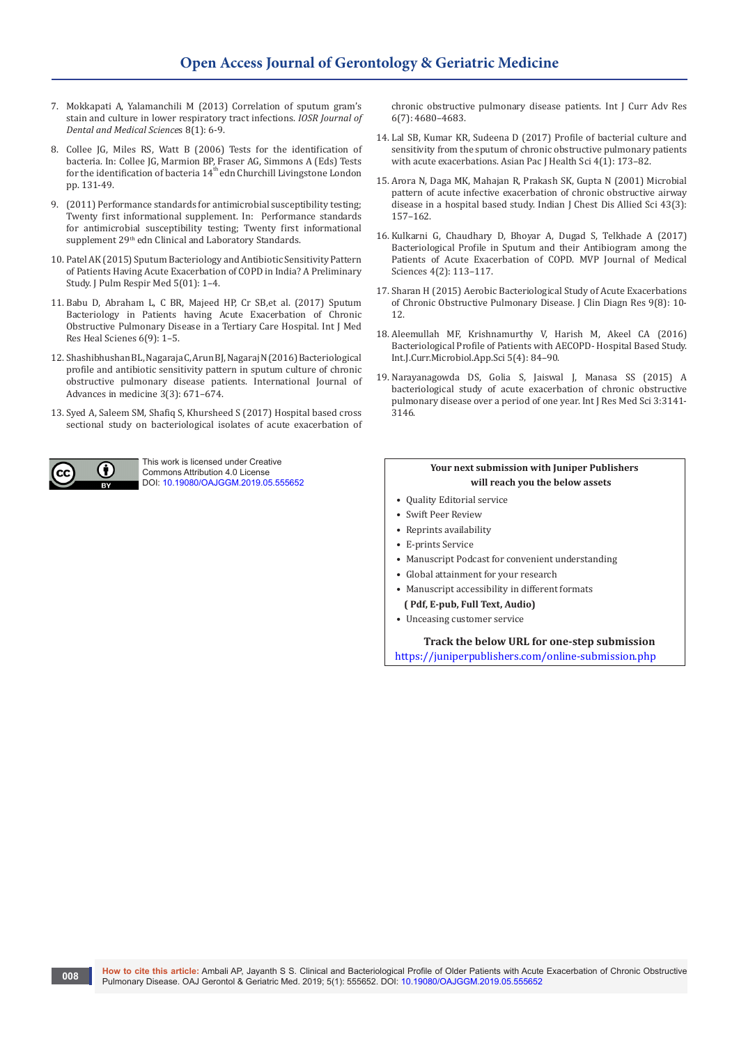7. Mokkapati A, Yalamanchili M (2013) Correlation of sputum gram's stain and culture in lower respiratory tract infections. *IOSR Journal of Dental and Medical Sciences* 8(1): 6-9.

8. Collee JG, Miles RS, Watt B (2006) Tests for the identification of bacteria. In: Collee JG, Marmion BP, Fraser AG, Simmons A (Eds) Tests for the identification of bacteria 14th edn Churchill Livingstone London pp. 131-49.

9. (2011) Performance standards for antimicrobial susceptibility testing; Twenty first informational supplement. In: Performance standards for antimicrobial susceptibility testing; Twenty first informational supplement 29th edn Clinical and Laboratory Standards.

10. Patel AK (2015) Sputum Bacteriology and Antibiotic Sensitivity Pattern of Patients Having Acute Exacerbation of COPD in India? A Preliminary Study. J Pulm Respir Med 5(01): 1–4.

11. Babu D, Abraham L, C BR, Majeed HP, Cr SB,et al. (2017) Sputum Bacteriology in Patients having Acute Exacerbation of Chronic Obstructive Pulmonary Disease in a Tertiary Care Hospital. Int J Med Res Heal Scienes 6(9): 1–5.

12. Shashibhushan BL, Nagaraja C, Arun BJ, Nagaraj N (2016) Bacteriological profile and antibiotic sensitivity pattern in sputum culture of chronic obstructive pulmonary disease patients. International Journal of Advances in medicine 3(3): 671–674.

13. Syed A, Saleem SM, Shafiq S, Khursheed S (2017) Hospital based cross sectional study on bacteriological isolates of acute exacerbation of chronic obstructive pulmonary disease patients. Int J Curr Adv Res 6(7): 4680–4683.

14. Lal SB, Kumar KR, Sudeena D (2017) Profile of bacterial culture and sensitivity from the sputum of chronic obstructive pulmonary patients with acute exacerbations. Asian Pac J Health Sci 4(1): 173–82.

15. Arora N, Daga MK, Mahajan R, Prakash SK, Gupta N (2001) Microbial pattern of acute infective exacerbation of chronic obstructive airway disease in a hospital based study. Indian J Chest Dis Allied Sci 43(3): 157–162.

16. Kulkarni G, Chaudhary D, Bhoyar A, Dugad S, Telkhade A (2017) Bacteriological Profile in Sputum and their Antibiogram among the Patients of Acute Exacerbation of COPD. MVP Journal of Medical Sciences 4(2): 113–117.

17. Sharan H (2015) Aerobic Bacteriological Study of Acute Exacerbations of Chronic Obstructive Pulmonary Disease. J Clin Diagn Res 9(8): 10-12.

18. Aleemullah MF, Krishnamurthy V, Harish M, Akeel CA (2016) Bacteriological Profile of Patients with AECOPD- Hospital Based Study. Int.J.Curr.Microbiol.App.Sci 5(4): 84–90.

19. Narayanagowda DS, Golia S, Jaiswal J, Manasa SS (2015) A bacteriological study of acute exacerbation of chronic obstructive pulmonary disease over a period of one year. Int J Res Med Sci 3:3141-3146.

This work is licensed under Creative Commons Attribution 4.0 License
DOI: 10.19080/OAJGGM.2019.05.555652

**Your next submission with Juniper Publishers will reach you the below assets**

- Quality Editorial service
- Swift Peer Review
- Reprints availability
- E-prints Service
- Manuscript Podcast for convenient understanding
- Global attainment for your research
- Manuscript accessibility in different formats
  **( Pdf, E-pub, Full Text, Audio)**
- Unceasing customer service

**Track the below URL for one-step submission**
https://juniperpublishers.com/online-submission.php

**How to cite this article:** Ambali AP, Jayanth S S. Clinical and Bacteriological Profile of Older Patients with Acute Exacerbation of Chronic Obstructive Pulmonary Disease. OAJ Gerontol & Geriatric Med. 2019; 5(1): 555652. DOI: 10.19080/OAJGGM.2019.05.555652